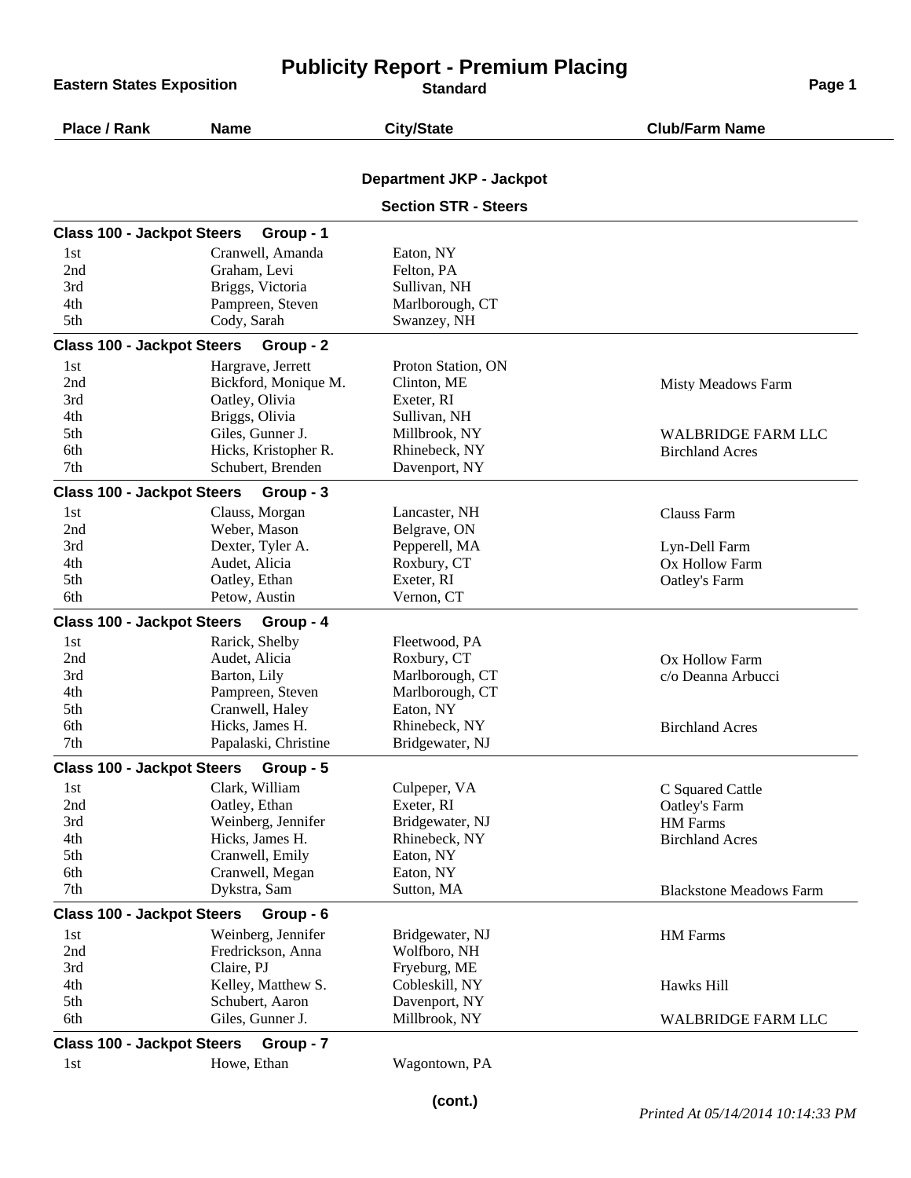# Publicity Report - Premium Placing

**Eastern States Exposition**

**Standard**

## Department JKP - Jackpot

### Section STR - Steers

**Class 100 - Jackpot Steers Group - 1**

| Place / Rank | Name | City/State | Club/Farm Name |
|---|---|---|---|
| 1st | Cranwell, Amanda | Eaton, NY | |
| 2nd | Graham, Levi | Felton, PA | |
| 3rd | Briggs, Victoria | Sullivan, NH | |
| 4th | Pampreen, Steven | Marlborough, CT | |
| 5th | Cody, Sarah | Swanzey, NH | |

**Class 100 - Jackpot Steers Group - 2**

| Place / Rank | Name | City/State | Club/Farm Name |
|---|---|---|---|
| 1st | Hargrave, Jerrett | Proton Station, ON | |
| 2nd | Bickford, Monique M. | Clinton, ME | Misty Meadows Farm |
| 3rd | Oatley, Olivia | Exeter, RI | |
| 4th | Briggs, Olivia | Sullivan, NH | |
| 5th | Giles, Gunner J. | Millbrook, NY | WALBRIDGE FARM LLC |
| 6th | Hicks, Kristopher R. | Rhinebeck, NY | Birchland Acres |
| 7th | Schubert, Brenden | Davenport, NY | |

**Class 100 - Jackpot Steers Group - 3**

| Place / Rank | Name | City/State | Club/Farm Name |
|---|---|---|---|
| 1st | Clauss, Morgan | Lancaster, NH | Clauss Farm |
| 2nd | Weber, Mason | Belgrave, ON | |
| 3rd | Dexter, Tyler A. | Pepperell, MA | Lyn-Dell Farm |
| 4th | Audet, Alicia | Roxbury, CT | Ox Hollow Farm |
| 5th | Oatley, Ethan | Exeter, RI | Oatley's Farm |
| 6th | Petow, Austin | Vernon, CT | |

**Class 100 - Jackpot Steers Group - 4**

| Place / Rank | Name | City/State | Club/Farm Name |
|---|---|---|---|
| 1st | Rarick, Shelby | Fleetwood, PA | |
| 2nd | Audet, Alicia | Roxbury, CT | Ox Hollow Farm |
| 3rd | Barton, Lily | Marlborough, CT | c/o Deanna Arbucci |
| 4th | Pampreen, Steven | Marlborough, CT | |
| 5th | Cranwell, Haley | Eaton, NY | |
| 6th | Hicks, James H. | Rhinebeck, NY | Birchland Acres |
| 7th | Papalaski, Christine | Bridgewater, NJ | |

**Class 100 - Jackpot Steers Group - 5**

| Place / Rank | Name | City/State | Club/Farm Name |
|---|---|---|---|
| 1st | Clark, William | Culpeper, VA | C Squared Cattle |
| 2nd | Oatley, Ethan | Exeter, RI | Oatley's Farm |
| 3rd | Weinberg, Jennifer | Bridgewater, NJ | HM Farms |
| 4th | Hicks, James H. | Rhinebeck, NY | Birchland Acres |
| 5th | Cranwell, Emily | Eaton, NY | |
| 6th | Cranwell, Megan | Eaton, NY | |
| 7th | Dykstra, Sam | Sutton, MA | Blackstone Meadows Farm |

**Class 100 - Jackpot Steers Group - 6**

| Place / Rank | Name | City/State | Club/Farm Name |
|---|---|---|---|
| 1st | Weinberg, Jennifer | Bridgewater, NJ | HM Farms |
| 2nd | Fredrickson, Anna | Wolfboro, NH | |
| 3rd | Claire, PJ | Fryeburg, ME | |
| 4th | Kelley, Matthew S. | Cobleskill, NY | Hawks Hill |
| 5th | Schubert, Aaron | Davenport, NY | |
| 6th | Giles, Gunner J. | Millbrook, NY | WALBRIDGE FARM LLC |

**Class 100 - Jackpot Steers Group - 7**

| Place / Rank | Name | City/State | Club/Farm Name |
|---|---|---|---|
| 1st | Howe, Ethan | Wagontown, PA | |

(cont.)

*Printed At 05/14/2014 10:14:33 PM*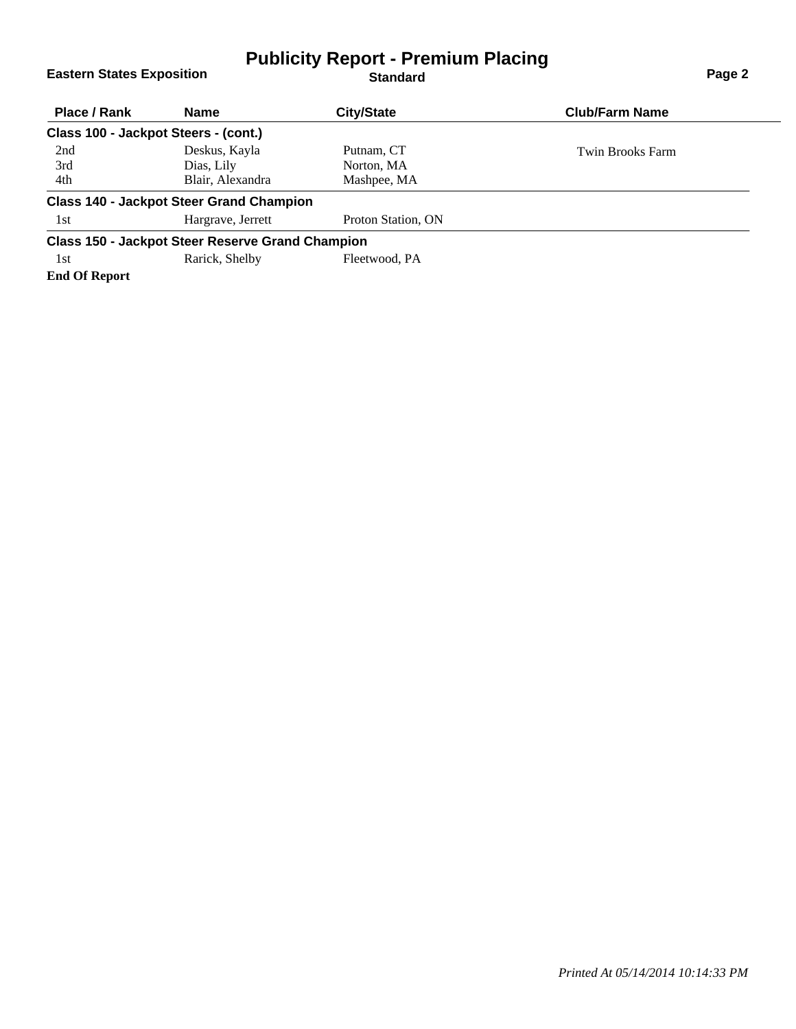# Publicity Report - Premium Placing

**Eastern States Exposition** — **Standard**

| Place / Rank | Name | City/State | Club/Farm Name |
| --- | --- | --- | --- |
| **Class 100 - Jackpot Steers - (cont.)** | | | |
| 2nd | Deskus, Kayla | Putnam, CT | Twin Brooks Farm |
| 3rd | Dias, Lily | Norton, MA | |
| 4th | Blair, Alexandra | Mashpee, MA | |
| **Class 140 - Jackpot Steer Grand Champion** | | | |
| 1st | Hargrave, Jerrett | Proton Station, ON | |
| **Class 150 - Jackpot Steer Reserve Grand Champion** | | | |
| 1st | Rarick, Shelby | Fleetwood, PA | |

**End Of Report**

*Printed At 05/14/2014 10:14:33 PM*